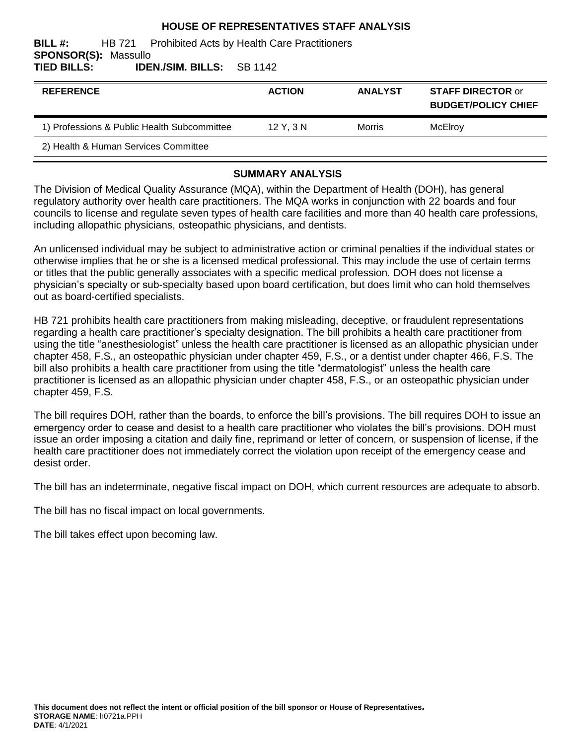# HOUSE OF REPRESENTATIVES STAFF ANALYSIS

**BILL #:** HB 721 Prohibited Acts by Health Care Practitioners
**SPONSOR(S):** Massullo
**TIED BILLS:** **IDEN./SIM. BILLS:** SB 1142

| REFERENCE | ACTION | ANALYST | STAFF DIRECTOR or BUDGET/POLICY CHIEF |
|---|---|---|---|
| 1) Professions & Public Health Subcommittee | 12 Y, 3 N | Morris | McElroy |
| 2) Health & Human Services Committee | | | |

## SUMMARY ANALYSIS

The Division of Medical Quality Assurance (MQA), within the Department of Health (DOH), has general regulatory authority over health care practitioners. The MQA works in conjunction with 22 boards and four councils to license and regulate seven types of health care facilities and more than 40 health care professions, including allopathic physicians, osteopathic physicians, and dentists.

An unlicensed individual may be subject to administrative action or criminal penalties if the individual states or otherwise implies that he or she is a licensed medical professional. This may include the use of certain terms or titles that the public generally associates with a specific medical profession. DOH does not license a physician's specialty or sub-specialty based upon board certification, but does limit who can hold themselves out as board-certified specialists.

HB 721 prohibits health care practitioners from making misleading, deceptive, or fraudulent representations regarding a health care practitioner's specialty designation. The bill prohibits a health care practitioner from using the title "anesthesiologist" unless the health care practitioner is licensed as an allopathic physician under chapter 458, F.S., an osteopathic physician under chapter 459, F.S., or a dentist under chapter 466, F.S. The bill also prohibits a health care practitioner from using the title "dermatologist" unless the health care practitioner is licensed as an allopathic physician under chapter 458, F.S., or an osteopathic physician under chapter 459, F.S.

The bill requires DOH, rather than the boards, to enforce the bill's provisions. The bill requires DOH to issue an emergency order to cease and desist to a health care practitioner who violates the bill's provisions. DOH must issue an order imposing a citation and daily fine, reprimand or letter of concern, or suspension of license, if the health care practitioner does not immediately correct the violation upon receipt of the emergency cease and desist order.

The bill has an indeterminate, negative fiscal impact on DOH, which current resources are adequate to absorb.

The bill has no fiscal impact on local governments.

The bill takes effect upon becoming law.

**This document does not reflect the intent or official position of the bill sponsor or House of Representatives.**
**STORAGE NAME**: h0721a.PPH
**DATE**: 4/1/2021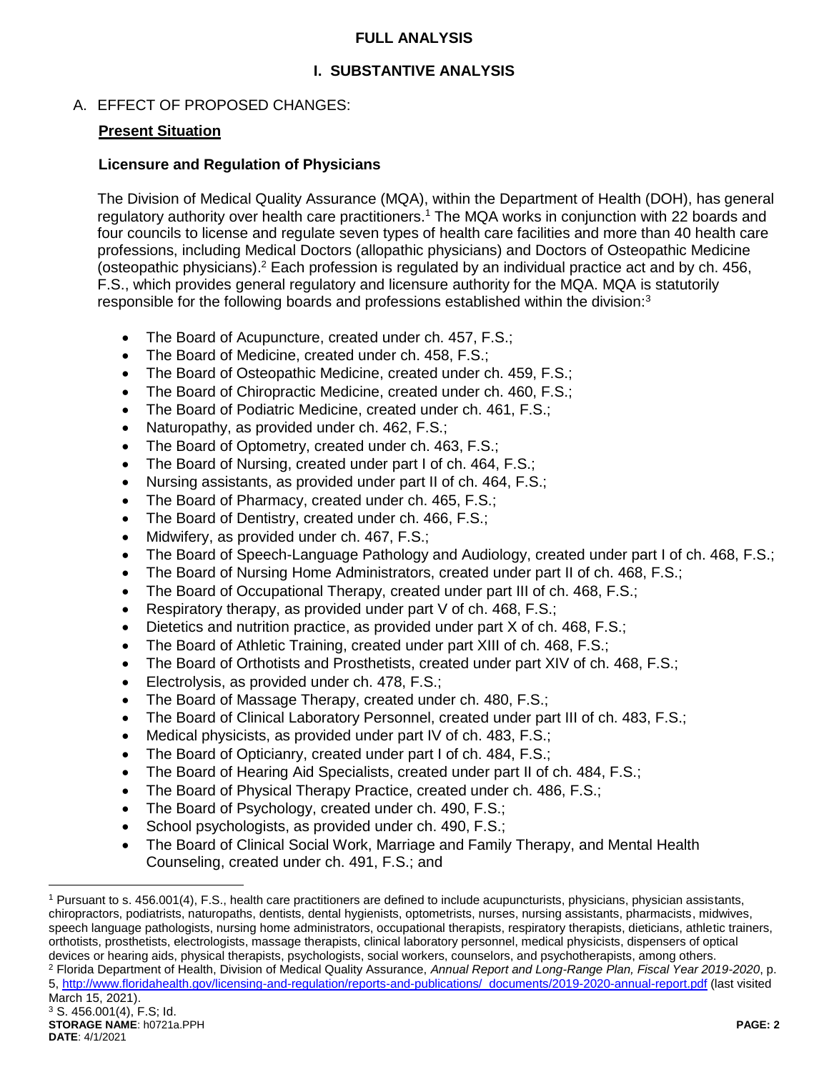# FULL ANALYSIS

## I. SUBSTANTIVE ANALYSIS

A. EFFECT OF PROPOSED CHANGES:

**Present Situation**

**Licensure and Regulation of Physicians**

The Division of Medical Quality Assurance (MQA), within the Department of Health (DOH), has general regulatory authority over health care practitioners.[1] The MQA works in conjunction with 22 boards and four councils to license and regulate seven types of health care facilities and more than 40 health care professions, including Medical Doctors (allopathic physicians) and Doctors of Osteopathic Medicine (osteopathic physicians).[2] Each profession is regulated by an individual practice act and by ch. 456, F.S., which provides general regulatory and licensure authority for the MQA. MQA is statutorily responsible for the following boards and professions established within the division:[3]

- The Board of Acupuncture, created under ch. 457, F.S.;
- The Board of Medicine, created under ch. 458, F.S.;
- The Board of Osteopathic Medicine, created under ch. 459, F.S.;
- The Board of Chiropractic Medicine, created under ch. 460, F.S.;
- The Board of Podiatric Medicine, created under ch. 461, F.S.;
- Naturopathy, as provided under ch. 462, F.S.;
- The Board of Optometry, created under ch. 463, F.S.;
- The Board of Nursing, created under part I of ch. 464, F.S.;
- Nursing assistants, as provided under part II of ch. 464, F.S.;
- The Board of Pharmacy, created under ch. 465, F.S.;
- The Board of Dentistry, created under ch. 466, F.S.;
- Midwifery, as provided under ch. 467, F.S.;
- The Board of Speech-Language Pathology and Audiology, created under part I of ch. 468, F.S.;
- The Board of Nursing Home Administrators, created under part II of ch. 468, F.S.;
- The Board of Occupational Therapy, created under part III of ch. 468, F.S.;
- Respiratory therapy, as provided under part V of ch. 468, F.S.;
- Dietetics and nutrition practice, as provided under part X of ch. 468, F.S.;
- The Board of Athletic Training, created under part XIII of ch. 468, F.S.;
- The Board of Orthotists and Prosthetists, created under part XIV of ch. 468, F.S.;
- Electrolysis, as provided under ch. 478, F.S.;
- The Board of Massage Therapy, created under ch. 480, F.S.;
- The Board of Clinical Laboratory Personnel, created under part III of ch. 483, F.S.;
- Medical physicists, as provided under part IV of ch. 483, F.S.;
- The Board of Opticianry, created under part I of ch. 484, F.S.;
- The Board of Hearing Aid Specialists, created under part II of ch. 484, F.S.;
- The Board of Physical Therapy Practice, created under ch. 486, F.S.;
- The Board of Psychology, created under ch. 490, F.S.;
- School psychologists, as provided under ch. 490, F.S.;
- The Board of Clinical Social Work, Marriage and Family Therapy, and Mental Health Counseling, created under ch. 491, F.S.; and

---

[1] Pursuant to s. 456.001(4), F.S., health care practitioners are defined to include acupuncturists, physicians, physician assistants, chiropractors, podiatrists, naturopaths, dentists, dental hygienists, optometrists, nurses, nursing assistants, pharmacists, midwives, speech language pathologists, nursing home administrators, occupational therapists, respiratory therapists, dieticians, athletic trainers, orthotists, prosthetists, electrologists, massage therapists, clinical laboratory personnel, medical physicists, dispensers of optical devices or hearing aids, physical therapists, psychologists, social workers, counselors, and psychotherapists, among others.

[2] Florida Department of Health, Division of Medical Quality Assurance, *Annual Report and Long-Range Plan, Fiscal Year 2019-2020*, p. 5, http://www.floridahealth.gov/licensing-and-regulation/reports-and-publications/_documents/2019-2020-annual-report.pdf (last visited March 15, 2021).

[3] S. 456.001(4), F.S; Id.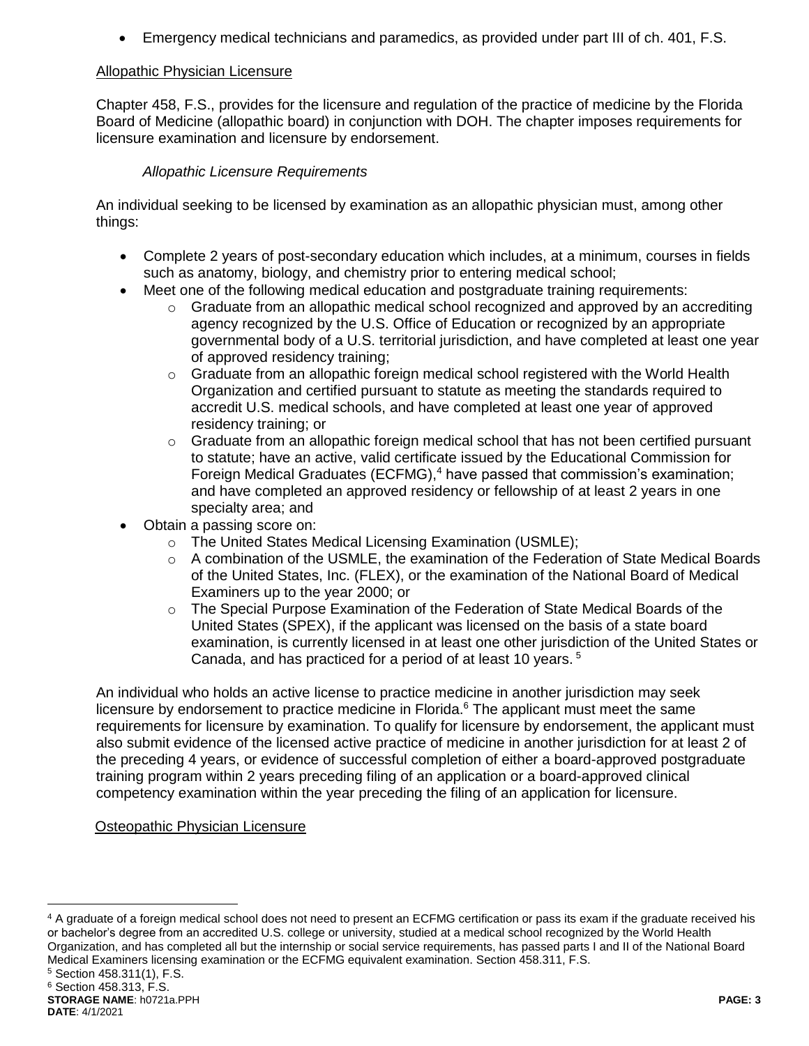- Emergency medical technicians and paramedics, as provided under part III of ch. 401, F.S.

## Allopathic Physician Licensure

Chapter 458, F.S., provides for the licensure and regulation of the practice of medicine by the Florida Board of Medicine (allopathic board) in conjunction with DOH. The chapter imposes requirements for licensure examination and licensure by endorsement.

### *Allopathic Licensure Requirements*

An individual seeking to be licensed by examination as an allopathic physician must, among other things:

- Complete 2 years of post-secondary education which includes, at a minimum, courses in fields such as anatomy, biology, and chemistry prior to entering medical school;
- Meet one of the following medical education and postgraduate training requirements:
    - Graduate from an allopathic medical school recognized and approved by an accrediting agency recognized by the U.S. Office of Education or recognized by an appropriate governmental body of a U.S. territorial jurisdiction, and have completed at least one year of approved residency training;
    - Graduate from an allopathic foreign medical school registered with the World Health Organization and certified pursuant to statute as meeting the standards required to accredit U.S. medical schools, and have completed at least one year of approved residency training; or
    - Graduate from an allopathic foreign medical school that has not been certified pursuant to statute; have an active, valid certificate issued by the Educational Commission for Foreign Medical Graduates (ECFMG),[4] have passed that commission's examination; and have completed an approved residency or fellowship of at least 2 years in one specialty area; and
- Obtain a passing score on:
    - The United States Medical Licensing Examination (USMLE);
    - A combination of the USMLE, the examination of the Federation of State Medical Boards of the United States, Inc. (FLEX), or the examination of the National Board of Medical Examiners up to the year 2000; or
    - The Special Purpose Examination of the Federation of State Medical Boards of the United States (SPEX), if the applicant was licensed on the basis of a state board examination, is currently licensed in at least one other jurisdiction of the United States or Canada, and has practiced for a period of at least 10 years.[5]

An individual who holds an active license to practice medicine in another jurisdiction may seek licensure by endorsement to practice medicine in Florida.[6] The applicant must meet the same requirements for licensure by examination. To qualify for licensure by endorsement, the applicant must also submit evidence of the licensed active practice of medicine in another jurisdiction for at least 2 of the preceding 4 years, or evidence of successful completion of either a board-approved postgraduate training program within 2 years preceding filing of an application or a board-approved clinical competency examination within the year preceding the filing of an application for licensure.

## Osteopathic Physician Licensure

---

[4] A graduate of a foreign medical school does not need to present an ECFMG certification or pass its exam if the graduate received his or bachelor's degree from an accredited U.S. college or university, studied at a medical school recognized by the World Health Organization, and has completed all but the internship or social service requirements, has passed parts I and II of the National Board Medical Examiners licensing examination or the ECFMG equivalent examination. Section 458.311, F.S.

[5] Section 458.311(1), F.S.

[6] Section 458.313, F.S.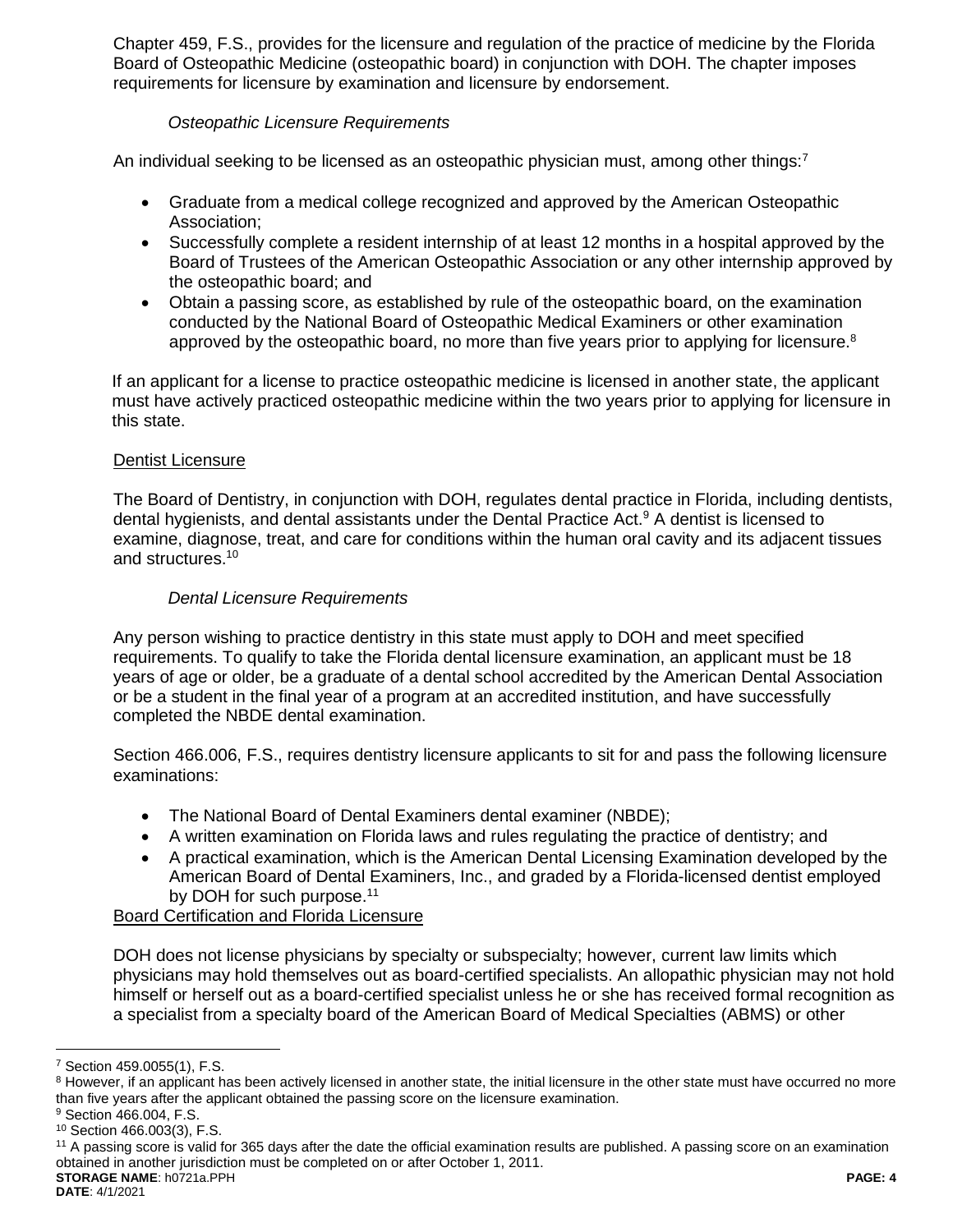Chapter 459, F.S., provides for the licensure and regulation of the practice of medicine by the Florida Board of Osteopathic Medicine (osteopathic board) in conjunction with DOH. The chapter imposes requirements for licensure by examination and licensure by endorsement.

*Osteopathic Licensure Requirements*

An individual seeking to be licensed as an osteopathic physician must, among other things:[7]

- Graduate from a medical college recognized and approved by the American Osteopathic Association;
- Successfully complete a resident internship of at least 12 months in a hospital approved by the Board of Trustees of the American Osteopathic Association or any other internship approved by the osteopathic board; and
- Obtain a passing score, as established by rule of the osteopathic board, on the examination conducted by the National Board of Osteopathic Medical Examiners or other examination approved by the osteopathic board, no more than five years prior to applying for licensure.[8]

If an applicant for a license to practice osteopathic medicine is licensed in another state, the applicant must have actively practiced osteopathic medicine within the two years prior to applying for licensure in this state.

<u>Dentist Licensure</u>

The Board of Dentistry, in conjunction with DOH, regulates dental practice in Florida, including dentists, dental hygienists, and dental assistants under the Dental Practice Act.[9] A dentist is licensed to examine, diagnose, treat, and care for conditions within the human oral cavity and its adjacent tissues and structures.[10]

*Dental Licensure Requirements*

Any person wishing to practice dentistry in this state must apply to DOH and meet specified requirements. To qualify to take the Florida dental licensure examination, an applicant must be 18 years of age or older, be a graduate of a dental school accredited by the American Dental Association or be a student in the final year of a program at an accredited institution, and have successfully completed the NBDE dental examination.

Section 466.006, F.S., requires dentistry licensure applicants to sit for and pass the following licensure examinations:

- The National Board of Dental Examiners dental examiner (NBDE);
- A written examination on Florida laws and rules regulating the practice of dentistry; and
- A practical examination, which is the American Dental Licensing Examination developed by the American Board of Dental Examiners, Inc., and graded by a Florida-licensed dentist employed by DOH for such purpose.[11]

<u>Board Certification and Florida Licensure</u>

DOH does not license physicians by specialty or subspecialty; however, current law limits which physicians may hold themselves out as board-certified specialists. An allopathic physician may not hold himself or herself out as a board-certified specialist unless he or she has received formal recognition as a specialist from a specialty board of the American Board of Medical Specialties (ABMS) or other

---

[7] Section 459.0055(1), F.S.

[8] However, if an applicant has been actively licensed in another state, the initial licensure in the other state must have occurred no more than five years after the applicant obtained the passing score on the licensure examination.

[9] Section 466.004, F.S.

[10] Section 466.003(3), F.S.

[11] A passing score is valid for 365 days after the date the official examination results are published. A passing score on an examination obtained in another jurisdiction must be completed on or after October 1, 2011.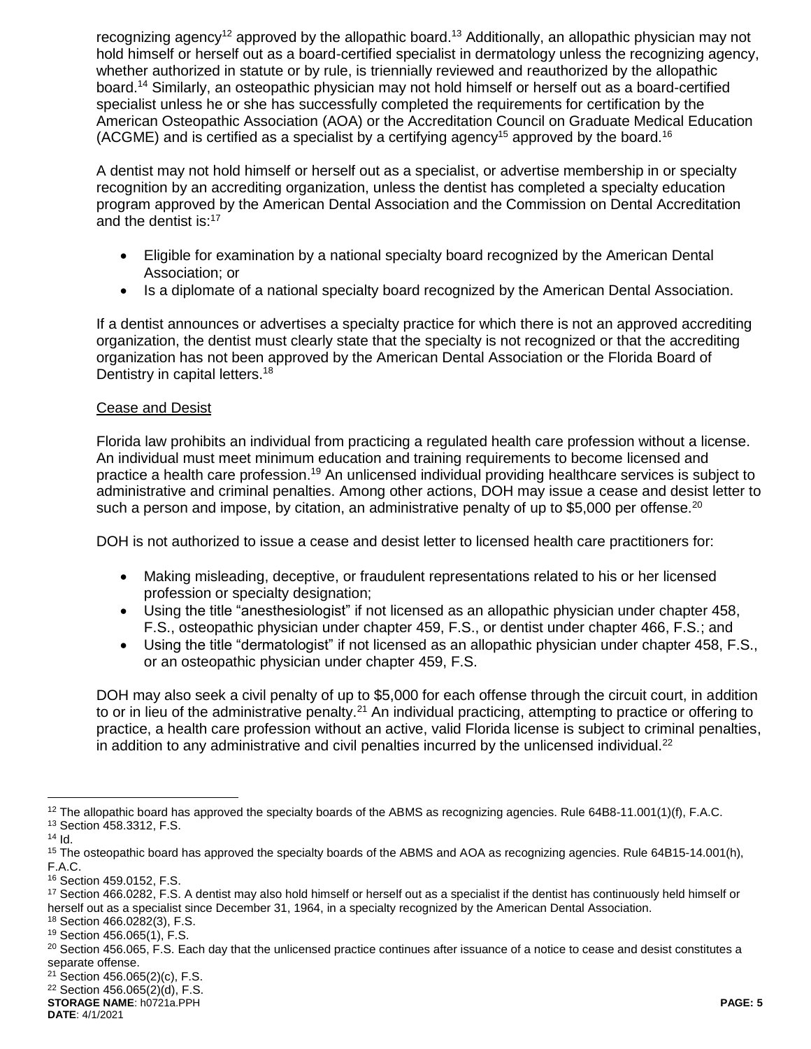recognizing agency[12] approved by the allopathic board.[13] Additionally, an allopathic physician may not hold himself or herself out as a board-certified specialist in dermatology unless the recognizing agency, whether authorized in statute or by rule, is triennially reviewed and reauthorized by the allopathic board.[14] Similarly, an osteopathic physician may not hold himself or herself out as a board-certified specialist unless he or she has successfully completed the requirements for certification by the American Osteopathic Association (AOA) or the Accreditation Council on Graduate Medical Education (ACGME) and is certified as a specialist by a certifying agency[15] approved by the board.[16]

A dentist may not hold himself or herself out as a specialist, or advertise membership in or specialty recognition by an accrediting organization, unless the dentist has completed a specialty education program approved by the American Dental Association and the Commission on Dental Accreditation and the dentist is:[17]

- Eligible for examination by a national specialty board recognized by the American Dental Association; or
- Is a diplomate of a national specialty board recognized by the American Dental Association.

If a dentist announces or advertises a specialty practice for which there is not an approved accrediting organization, the dentist must clearly state that the specialty is not recognized or that the accrediting organization has not been approved by the American Dental Association or the Florida Board of Dentistry in capital letters.[18]

Cease and Desist

Florida law prohibits an individual from practicing a regulated health care profession without a license. An individual must meet minimum education and training requirements to become licensed and practice a health care profession.[19] An unlicensed individual providing healthcare services is subject to administrative and criminal penalties. Among other actions, DOH may issue a cease and desist letter to such a person and impose, by citation, an administrative penalty of up to $5,000 per offense.[20]

DOH is not authorized to issue a cease and desist letter to licensed health care practitioners for:

- Making misleading, deceptive, or fraudulent representations related to his or her licensed profession or specialty designation;
- Using the title "anesthesiologist" if not licensed as an allopathic physician under chapter 458, F.S., osteopathic physician under chapter 459, F.S., or dentist under chapter 466, F.S.; and
- Using the title "dermatologist" if not licensed as an allopathic physician under chapter 458, F.S., or an osteopathic physician under chapter 459, F.S.

DOH may also seek a civil penalty of up to $5,000 for each offense through the circuit court, in addition to or in lieu of the administrative penalty.[21] An individual practicing, attempting to practice or offering to practice, a health care profession without an active, valid Florida license is subject to criminal penalties, in addition to any administrative and civil penalties incurred by the unlicensed individual.[22]

---

[12] The allopathic board has approved the specialty boards of the ABMS as recognizing agencies. Rule 64B8-11.001(1)(f), F.A.C.
[13] Section 458.3312, F.S.
[14] Id.
[15] The osteopathic board has approved the specialty boards of the ABMS and AOA as recognizing agencies. Rule 64B15-14.001(h), F.A.C.
[16] Section 459.0152, F.S.
[17] Section 466.0282, F.S. A dentist may also hold himself or herself out as a specialist if the dentist has continuously held himself or herself out as a specialist since December 31, 1964, in a specialty recognized by the American Dental Association.
[18] Section 466.0282(3), F.S.
[19] Section 456.065(1), F.S.
[20] Section 456.065, F.S. Each day that the unlicensed practice continues after issuance of a notice to cease and desist constitutes a separate offense.
[21] Section 456.065(2)(c), F.S.
[22] Section 456.065(2)(d), F.S.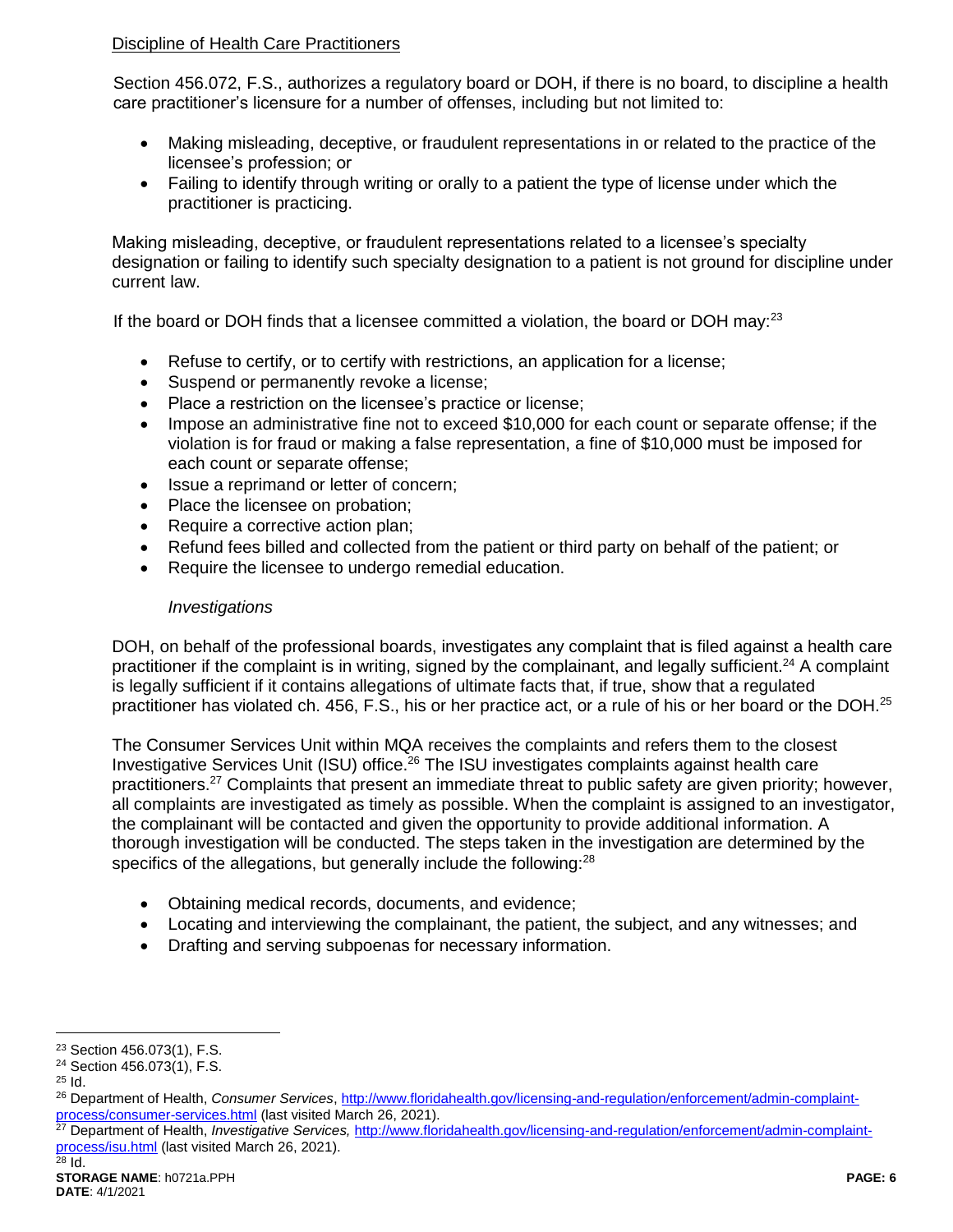## Discipline of Health Care Practitioners

Section 456.072, F.S., authorizes a regulatory board or DOH, if there is no board, to discipline a health care practitioner's licensure for a number of offenses, including but not limited to:

- Making misleading, deceptive, or fraudulent representations in or related to the practice of the licensee's profession; or
- Failing to identify through writing or orally to a patient the type of license under which the practitioner is practicing.

Making misleading, deceptive, or fraudulent representations related to a licensee's specialty designation or failing to identify such specialty designation to a patient is not ground for discipline under current law.

If the board or DOH finds that a licensee committed a violation, the board or DOH may:[23]

- Refuse to certify, or to certify with restrictions, an application for a license;
- Suspend or permanently revoke a license;
- Place a restriction on the licensee's practice or license;
- Impose an administrative fine not to exceed $10,000 for each count or separate offense; if the violation is for fraud or making a false representation, a fine of $10,000 must be imposed for each count or separate offense;
- Issue a reprimand or letter of concern;
- Place the licensee on probation;
- Require a corrective action plan;
- Refund fees billed and collected from the patient or third party on behalf of the patient; or
- Require the licensee to undergo remedial education.

### *Investigations*

DOH, on behalf of the professional boards, investigates any complaint that is filed against a health care practitioner if the complaint is in writing, signed by the complainant, and legally sufficient.[24] A complaint is legally sufficient if it contains allegations of ultimate facts that, if true, show that a regulated practitioner has violated ch. 456, F.S., his or her practice act, or a rule of his or her board or the DOH.[25]

The Consumer Services Unit within MQA receives the complaints and refers them to the closest Investigative Services Unit (ISU) office.[26] The ISU investigates complaints against health care practitioners.[27] Complaints that present an immediate threat to public safety are given priority; however, all complaints are investigated as timely as possible. When the complaint is assigned to an investigator, the complainant will be contacted and given the opportunity to provide additional information. A thorough investigation will be conducted. The steps taken in the investigation are determined by the specifics of the allegations, but generally include the following:[28]

- Obtaining medical records, documents, and evidence;
- Locating and interviewing the complainant, the patient, the subject, and any witnesses; and
- Drafting and serving subpoenas for necessary information.

---

[23] Section 456.073(1), F.S.

[24] Section 456.073(1), F.S.

[25] Id.

[26] Department of Health, *Consumer Services*, http://www.floridahealth.gov/licensing-and-regulation/enforcement/admin-complaint-process/consumer-services.html (last visited March 26, 2021).

[27] Department of Health, *Investigative Services,* http://www.floridahealth.gov/licensing-and-regulation/enforcement/admin-complaint-process/isu.html (last visited March 26, 2021).

[28] Id.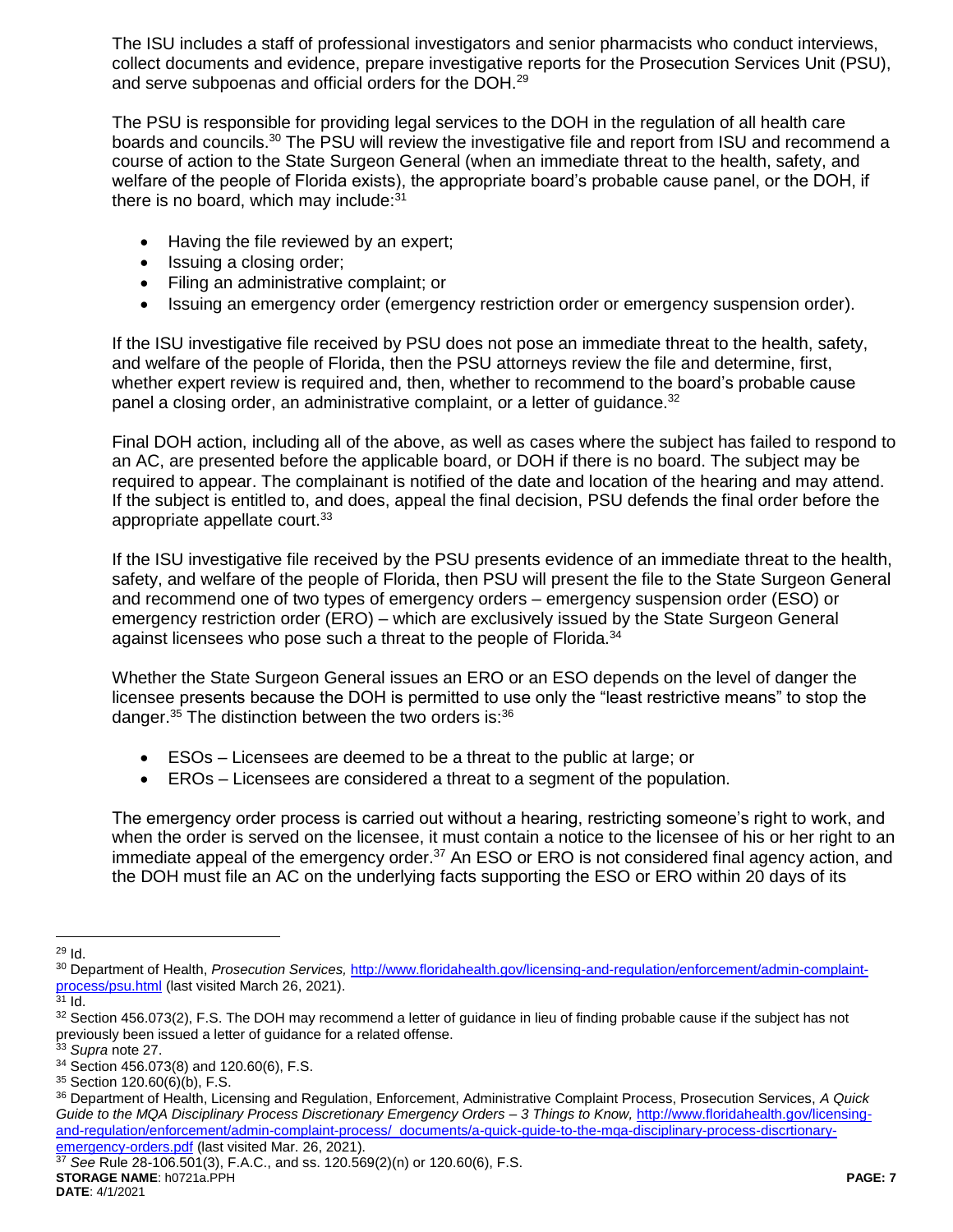The ISU includes a staff of professional investigators and senior pharmacists who conduct interviews, collect documents and evidence, prepare investigative reports for the Prosecution Services Unit (PSU), and serve subpoenas and official orders for the DOH.[29]

The PSU is responsible for providing legal services to the DOH in the regulation of all health care boards and councils.[30] The PSU will review the investigative file and report from ISU and recommend a course of action to the State Surgeon General (when an immediate threat to the health, safety, and welfare of the people of Florida exists), the appropriate board's probable cause panel, or the DOH, if there is no board, which may include:[31]

- Having the file reviewed by an expert;
- Issuing a closing order;
- Filing an administrative complaint; or
- Issuing an emergency order (emergency restriction order or emergency suspension order).

If the ISU investigative file received by PSU does not pose an immediate threat to the health, safety, and welfare of the people of Florida, then the PSU attorneys review the file and determine, first, whether expert review is required and, then, whether to recommend to the board's probable cause panel a closing order, an administrative complaint, or a letter of guidance.[32]

Final DOH action, including all of the above, as well as cases where the subject has failed to respond to an AC, are presented before the applicable board, or DOH if there is no board. The subject may be required to appear. The complainant is notified of the date and location of the hearing and may attend. If the subject is entitled to, and does, appeal the final decision, PSU defends the final order before the appropriate appellate court.[33]

If the ISU investigative file received by the PSU presents evidence of an immediate threat to the health, safety, and welfare of the people of Florida, then PSU will present the file to the State Surgeon General and recommend one of two types of emergency orders – emergency suspension order (ESO) or emergency restriction order (ERO) – which are exclusively issued by the State Surgeon General against licensees who pose such a threat to the people of Florida.[34]

Whether the State Surgeon General issues an ERO or an ESO depends on the level of danger the licensee presents because the DOH is permitted to use only the "least restrictive means" to stop the danger.[35] The distinction between the two orders is:[36]

- ESOs – Licensees are deemed to be a threat to the public at large; or
- EROs – Licensees are considered a threat to a segment of the population.

The emergency order process is carried out without a hearing, restricting someone's right to work, and when the order is served on the licensee, it must contain a notice to the licensee of his or her right to an immediate appeal of the emergency order.[37] An ESO or ERO is not considered final agency action, and the DOH must file an AC on the underlying facts supporting the ESO or ERO within 20 days of its

---

[29] Id.

[30] Department of Health, *Prosecution Services,* http://www.floridahealth.gov/licensing-and-regulation/enforcement/admin-complaint-process/psu.html (last visited March 26, 2021).

[31] Id.

[32] Section 456.073(2), F.S. The DOH may recommend a letter of guidance in lieu of finding probable cause if the subject has not previously been issued a letter of guidance for a related offense.

[33] *Supra* note 27.

[34] Section 456.073(8) and 120.60(6), F.S.

[35] Section 120.60(6)(b), F.S.

[36] Department of Health, Licensing and Regulation, Enforcement, Administrative Complaint Process, Prosecution Services, *A Quick Guide to the MQA Disciplinary Process Discretionary Emergency Orders – 3 Things to Know,* http://www.floridahealth.gov/licensing-and-regulation/enforcement/admin-complaint-process/_documents/a-quick-guide-to-the-mqa-disciplinary-process-discrtionary-emergency-orders.pdf (last visited Mar. 26, 2021).

[37] *See* Rule 28-106.501(3), F.A.C., and ss. 120.569(2)(n) or 120.60(6), F.S.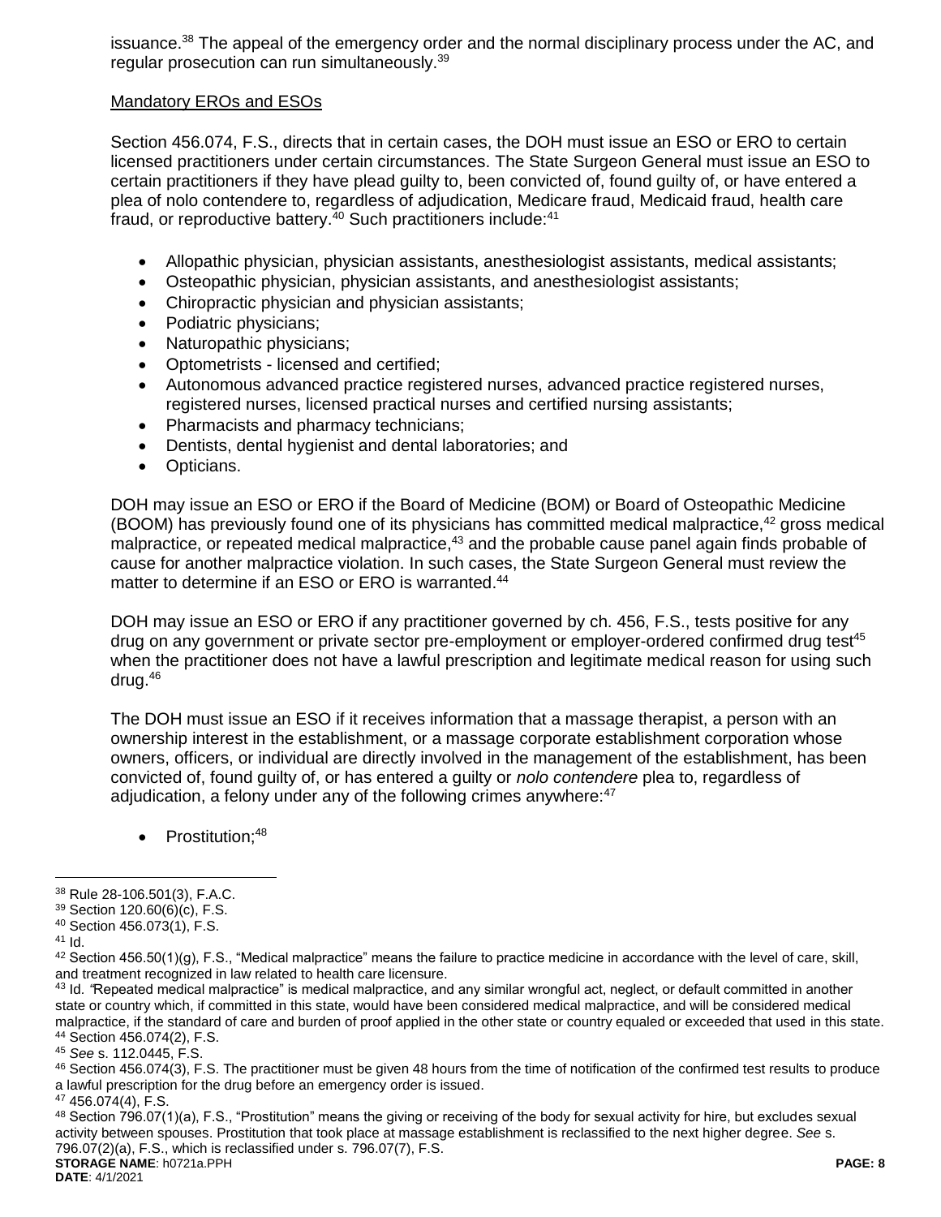issuance.[38] The appeal of the emergency order and the normal disciplinary process under the AC, and regular prosecution can run simultaneously.[39]

Mandatory EROs and ESOs

Section 456.074, F.S., directs that in certain cases, the DOH must issue an ESO or ERO to certain licensed practitioners under certain circumstances. The State Surgeon General must issue an ESO to certain practitioners if they have plead guilty to, been convicted of, found guilty of, or have entered a plea of nolo contendere to, regardless of adjudication, Medicare fraud, Medicaid fraud, health care fraud, or reproductive battery.[40] Such practitioners include:[41]

- Allopathic physician, physician assistants, anesthesiologist assistants, medical assistants;
- Osteopathic physician, physician assistants, and anesthesiologist assistants;
- Chiropractic physician and physician assistants;
- Podiatric physicians;
- Naturopathic physicians;
- Optometrists - licensed and certified;
- Autonomous advanced practice registered nurses, advanced practice registered nurses, registered nurses, licensed practical nurses and certified nursing assistants;
- Pharmacists and pharmacy technicians;
- Dentists, dental hygienist and dental laboratories; and
- Opticians.

DOH may issue an ESO or ERO if the Board of Medicine (BOM) or Board of Osteopathic Medicine (BOOM) has previously found one of its physicians has committed medical malpractice,[42] gross medical malpractice, or repeated medical malpractice,[43] and the probable cause panel again finds probable of cause for another malpractice violation. In such cases, the State Surgeon General must review the matter to determine if an ESO or ERO is warranted.[44]

DOH may issue an ESO or ERO if any practitioner governed by ch. 456, F.S., tests positive for any drug on any government or private sector pre-employment or employer-ordered confirmed drug test[45] when the practitioner does not have a lawful prescription and legitimate medical reason for using such drug.[46]

The DOH must issue an ESO if it receives information that a massage therapist, a person with an ownership interest in the establishment, or a massage corporate establishment corporation whose owners, officers, or individual are directly involved in the management of the establishment, has been convicted of, found guilty of, or has entered a guilty or *nolo contendere* plea to, regardless of adjudication, a felony under any of the following crimes anywhere:[47]

- Prostitution;[48]

---

[38] Rule 28-106.501(3), F.A.C.

[39] Section 120.60(6)(c), F.S.

[40] Section 456.073(1), F.S.

[41] Id.

[42] Section 456.50(1)(g), F.S., "Medical malpractice" means the failure to practice medicine in accordance with the level of care, skill, and treatment recognized in law related to health care licensure.

[43] Id. "Repeated medical malpractice" is medical malpractice, and any similar wrongful act, neglect, or default committed in another state or country which, if committed in this state, would have been considered medical malpractice, and will be considered medical malpractice, if the standard of care and burden of proof applied in the other state or country equaled or exceeded that used in this state.

[44] Section 456.074(2), F.S.

[45] *See* s. 112.0445, F.S.

[46] Section 456.074(3), F.S. The practitioner must be given 48 hours from the time of notification of the confirmed test results to produce a lawful prescription for the drug before an emergency order is issued.

[47] 456.074(4), F.S.

[48] Section 796.07(1)(a), F.S., "Prostitution" means the giving or receiving of the body for sexual activity for hire, but excludes sexual activity between spouses. Prostitution that took place at massage establishment is reclassified to the next higher degree. *See* s. 796.07(2)(a), F.S., which is reclassified under s. 796.07(7), F.S.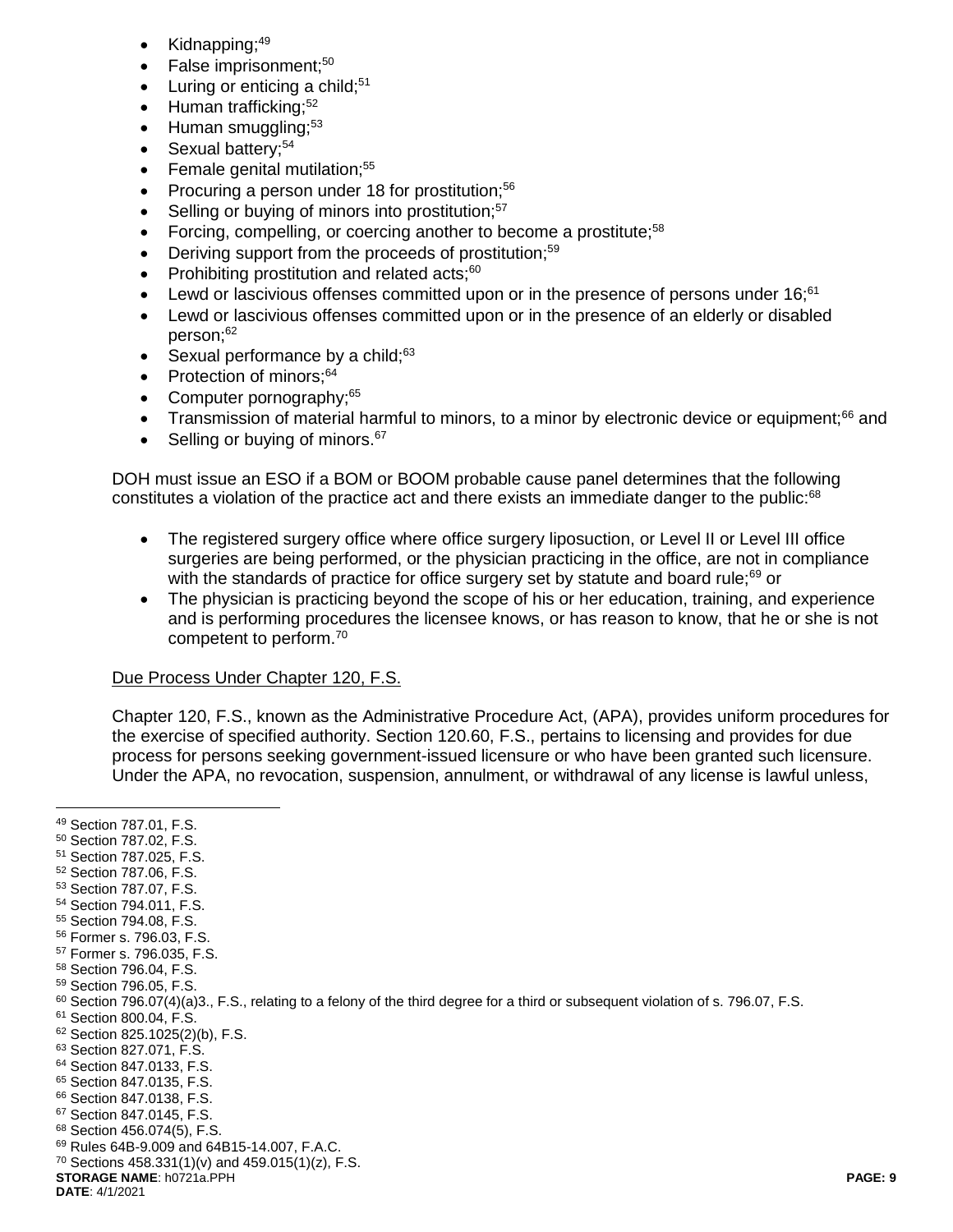- Kidnapping;[49]
- False imprisonment;[50]
- Luring or enticing a child;[51]
- Human trafficking;[52]
- Human smuggling;[53]
- Sexual battery;[54]
- Female genital mutilation;[55]
- Procuring a person under 18 for prostitution;[56]
- Selling or buying of minors into prostitution;[57]
- Forcing, compelling, or coercing another to become a prostitute;[58]
- Deriving support from the proceeds of prostitution;[59]
- Prohibiting prostitution and related acts;[60]
- Lewd or lascivious offenses committed upon or in the presence of persons under 16;[61]
- Lewd or lascivious offenses committed upon or in the presence of an elderly or disabled person;[62]
- Sexual performance by a child;[63]
- Protection of minors;[64]
- Computer pornography;[65]
- Transmission of material harmful to minors, to a minor by electronic device or equipment;[66] and
- Selling or buying of minors.[67]

DOH must issue an ESO if a BOM or BOOM probable cause panel determines that the following constitutes a violation of the practice act and there exists an immediate danger to the public:[68]

- The registered surgery office where office surgery liposuction, or Level II or Level III office surgeries are being performed, or the physician practicing in the office, are not in compliance with the standards of practice for office surgery set by statute and board rule;[69] or
- The physician is practicing beyond the scope of his or her education, training, and experience and is performing procedures the licensee knows, or has reason to know, that he or she is not competent to perform.[70]

Due Process Under Chapter 120, F.S.

Chapter 120, F.S., known as the Administrative Procedure Act, (APA), provides uniform procedures for the exercise of specified authority. Section 120.60, F.S., pertains to licensing and provides for due process for persons seeking government-issued licensure or who have been granted such licensure. Under the APA, no revocation, suspension, annulment, or withdrawal of any license is lawful unless,

---

[49] Section 787.01, F.S.
[50] Section 787.02, F.S.
[51] Section 787.025, F.S.
[52] Section 787.06, F.S.
[53] Section 787.07, F.S.
[54] Section 794.011, F.S.
[55] Section 794.08, F.S.
[56] Former s. 796.03, F.S.
[57] Former s. 796.035, F.S.
[58] Section 796.04, F.S.
[59] Section 796.05, F.S.
[60] Section 796.07(4)(a)3., F.S., relating to a felony of the third degree for a third or subsequent violation of s. 796.07, F.S.
[61] Section 800.04, F.S.
[62] Section 825.1025(2)(b), F.S.
[63] Section 827.071, F.S.
[64] Section 847.0133, F.S.
[65] Section 847.0135, F.S.
[66] Section 847.0138, F.S.
[67] Section 847.0145, F.S.
[68] Section 456.074(5), F.S.
[69] Rules 64B-9.009 and 64B15-14.007, F.A.C.
[70] Sections 458.331(1)(v) and 459.015(1)(z), F.S.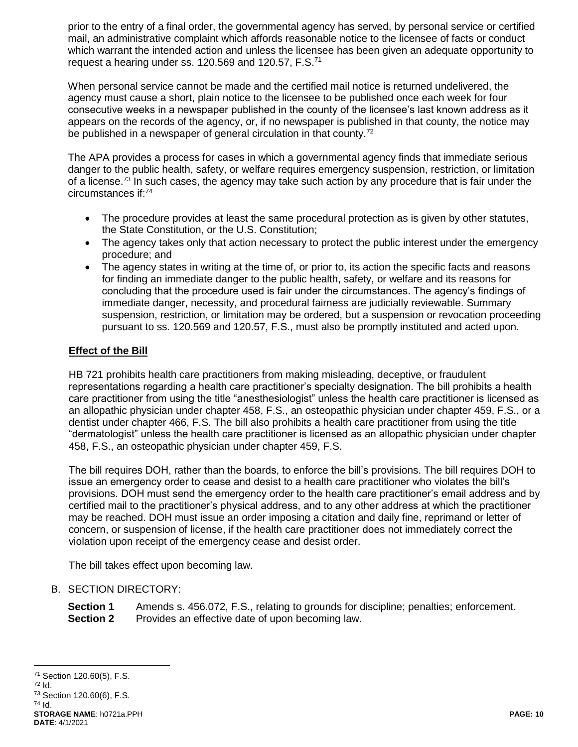prior to the entry of a final order, the governmental agency has served, by personal service or certified mail, an administrative complaint which affords reasonable notice to the licensee of facts or conduct which warrant the intended action and unless the licensee has been given an adequate opportunity to request a hearing under ss. 120.569 and 120.57, F.S.[71]

When personal service cannot be made and the certified mail notice is returned undelivered, the agency must cause a short, plain notice to the licensee to be published once each week for four consecutive weeks in a newspaper published in the county of the licensee's last known address as it appears on the records of the agency, or, if no newspaper is published in that county, the notice may be published in a newspaper of general circulation in that county.[72]

The APA provides a process for cases in which a governmental agency finds that immediate serious danger to the public health, safety, or welfare requires emergency suspension, restriction, or limitation of a license.[73] In such cases, the agency may take such action by any procedure that is fair under the circumstances if:[74]

- The procedure provides at least the same procedural protection as is given by other statutes, the State Constitution, or the U.S. Constitution;
- The agency takes only that action necessary to protect the public interest under the emergency procedure; and
- The agency states in writing at the time of, or prior to, its action the specific facts and reasons for finding an immediate danger to the public health, safety, or welfare and its reasons for concluding that the procedure used is fair under the circumstances. The agency's findings of immediate danger, necessity, and procedural fairness are judicially reviewable. Summary suspension, restriction, or limitation may be ordered, but a suspension or revocation proceeding pursuant to ss. 120.569 and 120.57, F.S., must also be promptly instituted and acted upon.

**Effect of the Bill**

HB 721 prohibits health care practitioners from making misleading, deceptive, or fraudulent representations regarding a health care practitioner's specialty designation. The bill prohibits a health care practitioner from using the title "anesthesiologist" unless the health care practitioner is licensed as an allopathic physician under chapter 458, F.S., an osteopathic physician under chapter 459, F.S., or a dentist under chapter 466, F.S. The bill also prohibits a health care practitioner from using the title "dermatologist" unless the health care practitioner is licensed as an allopathic physician under chapter 458, F.S., an osteopathic physician under chapter 459, F.S.

The bill requires DOH, rather than the boards, to enforce the bill's provisions. The bill requires DOH to issue an emergency order to cease and desist to a health care practitioner who violates the bill's provisions. DOH must send the emergency order to the health care practitioner's email address and by certified mail to the practitioner's physical address, and to any other address at which the practitioner may be reached. DOH must issue an order imposing a citation and daily fine, reprimand or letter of concern, or suspension of license, if the health care practitioner does not immediately correct the violation upon receipt of the emergency cease and desist order.

The bill takes effect upon becoming law.

B. SECTION DIRECTORY:

**Section 1** Amends s. 456.072, F.S., relating to grounds for discipline; penalties; enforcement.
**Section 2** Provides an effective date of upon becoming law.

---

[71] Section 120.60(5), F.S.
[72] Id.
[73] Section 120.60(6), F.S.
[74] Id.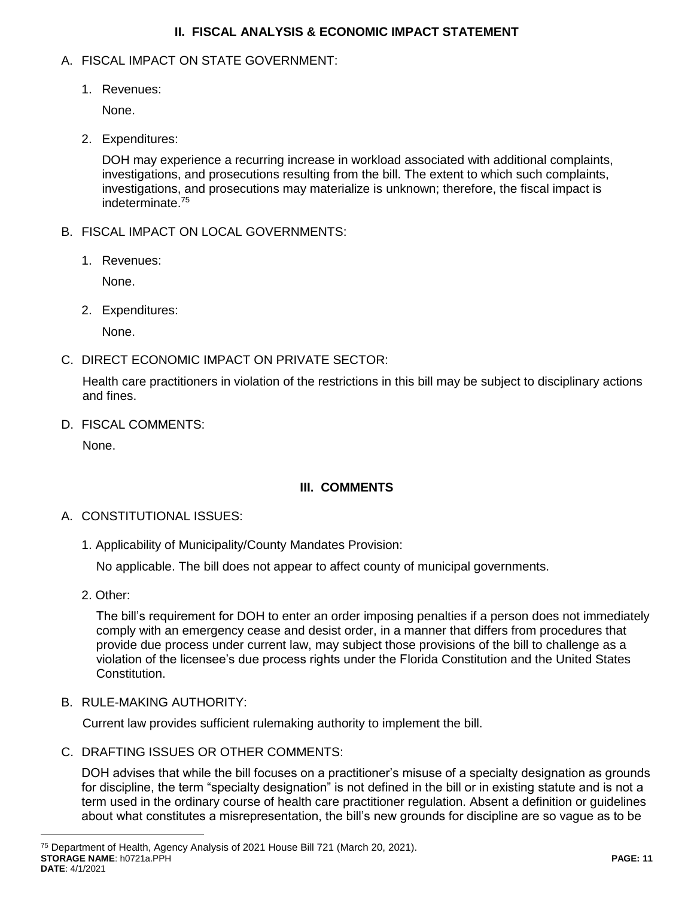## II. FISCAL ANALYSIS & ECONOMIC IMPACT STATEMENT

A. FISCAL IMPACT ON STATE GOVERNMENT:

1. Revenues:

   None.

2. Expenditures:

   DOH may experience a recurring increase in workload associated with additional complaints, investigations, and prosecutions resulting from the bill. The extent to which such complaints, investigations, and prosecutions may materialize is unknown; therefore, the fiscal impact is indeterminate.[75]

B. FISCAL IMPACT ON LOCAL GOVERNMENTS:

1. Revenues:

   None.

2. Expenditures:

   None.

C. DIRECT ECONOMIC IMPACT ON PRIVATE SECTOR:

Health care practitioners in violation of the restrictions in this bill may be subject to disciplinary actions and fines.

D. FISCAL COMMENTS:

None.

## III. COMMENTS

A. CONSTITUTIONAL ISSUES:

1. Applicability of Municipality/County Mandates Provision:

   No applicable. The bill does not appear to affect county of municipal governments.

2. Other:

   The bill's requirement for DOH to enter an order imposing penalties if a person does not immediately comply with an emergency cease and desist order, in a manner that differs from procedures that provide due process under current law, may subject those provisions of the bill to challenge as a violation of the licensee's due process rights under the Florida Constitution and the United States Constitution.

B. RULE-MAKING AUTHORITY:

Current law provides sufficient rulemaking authority to implement the bill.

C. DRAFTING ISSUES OR OTHER COMMENTS:

DOH advises that while the bill focuses on a practitioner's misuse of a specialty designation as grounds for discipline, the term "specialty designation" is not defined in the bill or in existing statute and is not a term used in the ordinary course of health care practitioner regulation. Absent a definition or guidelines about what constitutes a misrepresentation, the bill's new grounds for discipline are so vague as to be

[75] Department of Health, Agency Analysis of 2021 House Bill 721 (March 20, 2021).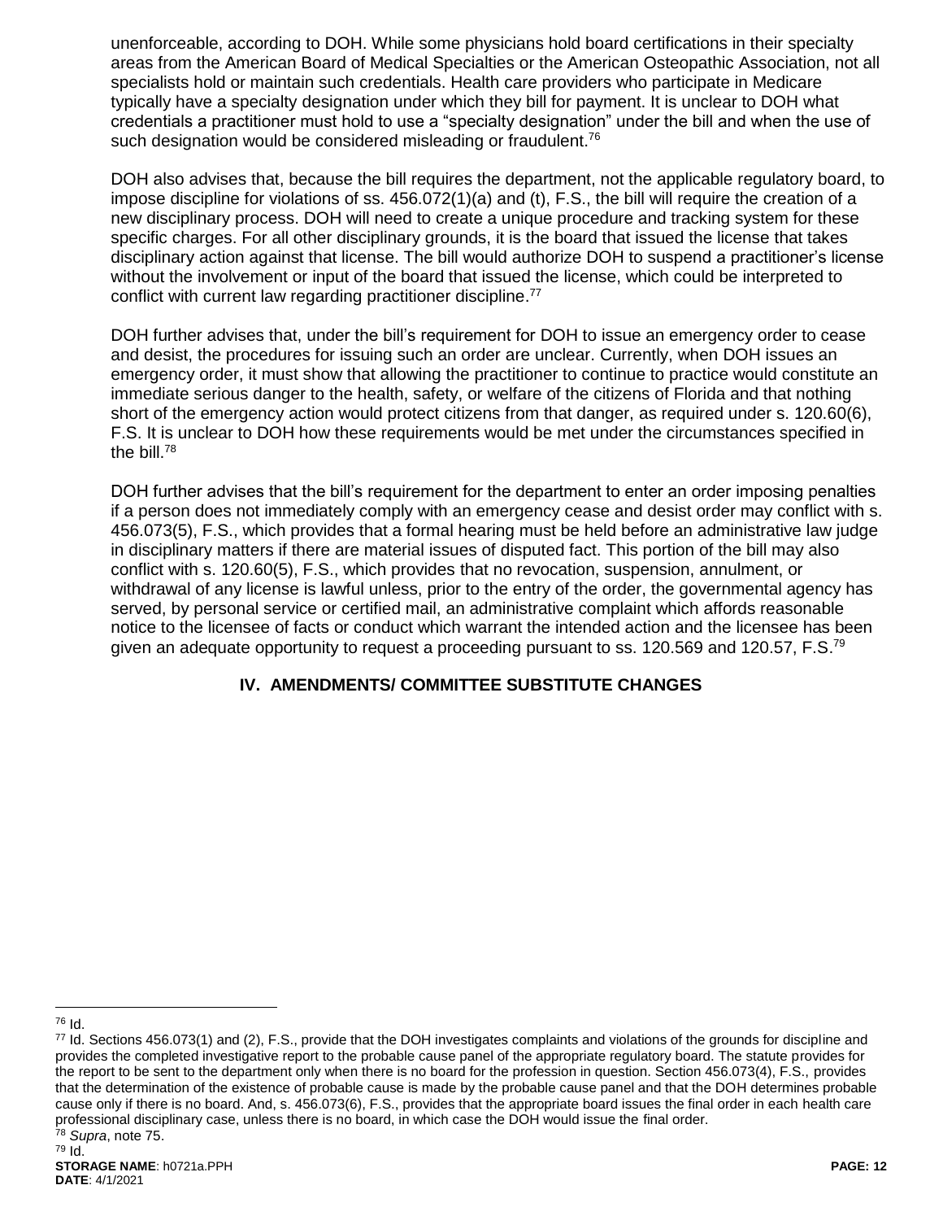unenforceable, according to DOH. While some physicians hold board certifications in their specialty areas from the American Board of Medical Specialties or the American Osteopathic Association, not all specialists hold or maintain such credentials. Health care providers who participate in Medicare typically have a specialty designation under which they bill for payment. It is unclear to DOH what credentials a practitioner must hold to use a "specialty designation" under the bill and when the use of such designation would be considered misleading or fraudulent.[76]

DOH also advises that, because the bill requires the department, not the applicable regulatory board, to impose discipline for violations of ss. 456.072(1)(a) and (t), F.S., the bill will require the creation of a new disciplinary process. DOH will need to create a unique procedure and tracking system for these specific charges. For all other disciplinary grounds, it is the board that issued the license that takes disciplinary action against that license. The bill would authorize DOH to suspend a practitioner's license without the involvement or input of the board that issued the license, which could be interpreted to conflict with current law regarding practitioner discipline.[77]

DOH further advises that, under the bill's requirement for DOH to issue an emergency order to cease and desist, the procedures for issuing such an order are unclear. Currently, when DOH issues an emergency order, it must show that allowing the practitioner to continue to practice would constitute an immediate serious danger to the health, safety, or welfare of the citizens of Florida and that nothing short of the emergency action would protect citizens from that danger, as required under s. 120.60(6), F.S. It is unclear to DOH how these requirements would be met under the circumstances specified in the bill.[78]

DOH further advises that the bill's requirement for the department to enter an order imposing penalties if a person does not immediately comply with an emergency cease and desist order may conflict with s. 456.073(5), F.S., which provides that a formal hearing must be held before an administrative law judge in disciplinary matters if there are material issues of disputed fact. This portion of the bill may also conflict with s. 120.60(5), F.S., which provides that no revocation, suspension, annulment, or withdrawal of any license is lawful unless, prior to the entry of the order, the governmental agency has served, by personal service or certified mail, an administrative complaint which affords reasonable notice to the licensee of facts or conduct which warrant the intended action and the licensee has been given an adequate opportunity to request a proceeding pursuant to ss. 120.569 and 120.57, F.S.[79]

## IV. AMENDMENTS/ COMMITTEE SUBSTITUTE CHANGES

---

[76] Id.

[77] Id. Sections 456.073(1) and (2), F.S., provide that the DOH investigates complaints and violations of the grounds for discipline and provides the completed investigative report to the probable cause panel of the appropriate regulatory board. The statute provides for the report to be sent to the department only when there is no board for the profession in question. Section 456.073(4), F.S., provides that the determination of the existence of probable cause is made by the probable cause panel and that the DOH determines probable cause only if there is no board. And, s. 456.073(6), F.S., provides that the appropriate board issues the final order in each health care professional disciplinary case, unless there is no board, in which case the DOH would issue the final order.

[78] *Supra*, note 75.

[79] Id.